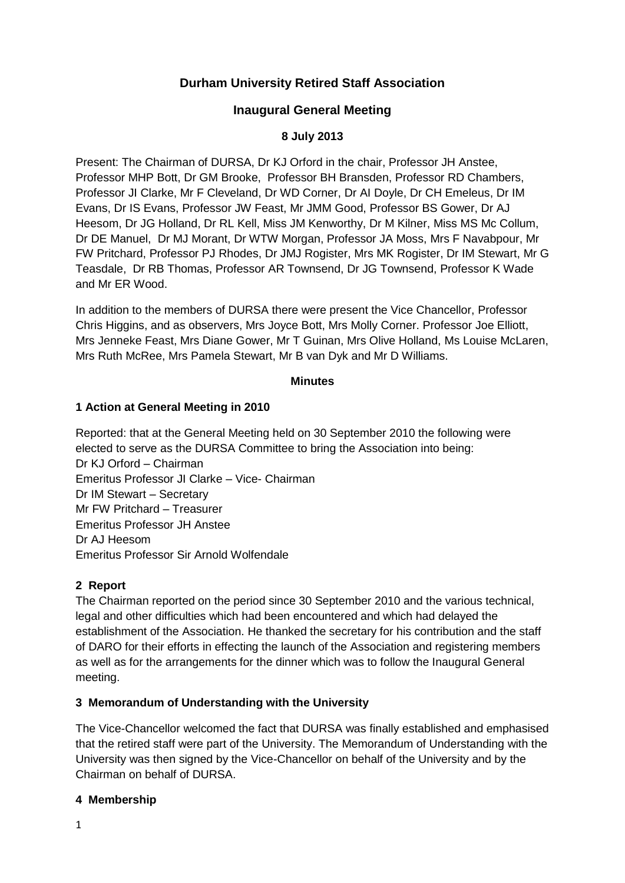# Durham University Retired Staff Association

## Inaugural General Meeting

### 8 July 2013

Present: The Chairman of DURSA, Dr KJ Orford in the chair, Professor JH Anstee, Professor MHP Bott, Dr GM Brooke, Professor BH Bransden, Professor RD Chambers, Professor JI Clarke, Mr F Cleveland, Dr WD Corner, Dr AI Doyle, Dr CH Emeleus, Dr IM Evans, Dr IS Evans, Professor JW Feast, Mr JMM Good, Professor BS Gower, Dr AJ Heesom, Dr JG Holland, Dr RL Kell, Miss JM Kenworthy, Dr M Kilner, Miss MS Mc Collum, Dr DE Manuel, Dr MJ Morant, Dr WTW Morgan, Professor JA Moss, Mrs F Navabpour, Mr FW Pritchard, Professor PJ Rhodes, Dr JMJ Rogister, Mrs MK Rogister, Dr IM Stewart, Mr G Teasdale, Dr RB Thomas, Professor AR Townsend, Dr JG Townsend, Professor K Wade and Mr ER Wood.

In addition to the members of DURSA there were present the Vice Chancellor, Professor Chris Higgins, and as observers, Mrs Joyce Bott, Mrs Molly Corner. Professor Joe Elliott, Mrs Jenneke Feast, Mrs Diane Gower, Mr T Guinan, Mrs Olive Holland, Ms Louise McLaren, Mrs Ruth McRee, Mrs Pamela Stewart, Mr B van Dyk and Mr D Williams.

**Minutes**

**1 Action at General Meeting in 2010**

Reported: that at the General Meeting held on 30 September 2010 the following were elected to serve as the DURSA Committee to bring the Association into being:
Dr KJ Orford – Chairman
Emeritus Professor JI Clarke – Vice- Chairman
Dr IM Stewart – Secretary
Mr FW Pritchard – Treasurer
Emeritus Professor JH Anstee
Dr AJ Heesom
Emeritus Professor Sir Arnold Wolfendale

**2 Report**

The Chairman reported on the period since 30 September 2010 and the various technical, legal and other difficulties which had been encountered and which had delayed the establishment of the Association. He thanked the secretary for his contribution and the staff of DARO for their efforts in effecting the launch of the Association and registering members as well as for the arrangements for the dinner which was to follow the Inaugural General meeting.

**3 Memorandum of Understanding with the University**

The Vice-Chancellor welcomed the fact that DURSA was finally established and emphasised that the retired staff were part of the University. The Memorandum of Understanding with the University was then signed by the Vice-Chancellor on behalf of the University and by the Chairman on behalf of DURSA.

**4 Membership**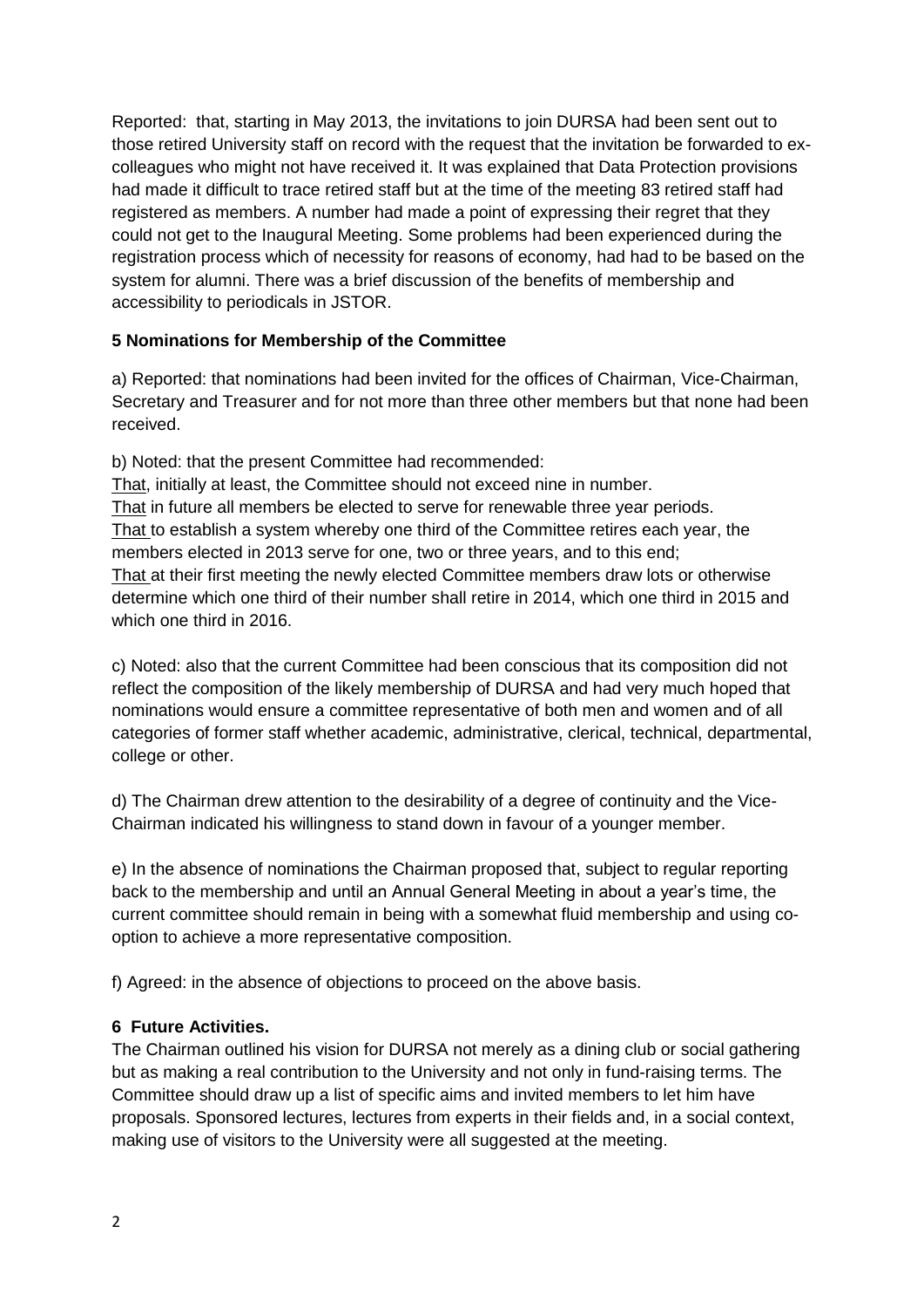Reported: that, starting in May 2013, the invitations to join DURSA had been sent out to those retired University staff on record with the request that the invitation be forwarded to ex-colleagues who might not have received it. It was explained that Data Protection provisions had made it difficult to trace retired staff but at the time of the meeting 83 retired staff had registered as members. A number had made a point of expressing their regret that they could not get to the Inaugural Meeting. Some problems had been experienced during the registration process which of necessity for reasons of economy, had had to be based on the system for alumni. There was a brief discussion of the benefits of membership and accessibility to periodicals in JSTOR.

## 5 Nominations for Membership of the Committee

a) Reported: that nominations had been invited for the offices of Chairman, Vice-Chairman, Secretary and Treasurer and for not more than three other members but that none had been received.

b) Noted: that the present Committee had recommended:
<u>That</u>, initially at least, the Committee should not exceed nine in number.
<u>That</u> in future all members be elected to serve for renewable three year periods.
<u>That</u> to establish a system whereby one third of the Committee retires each year, the members elected in 2013 serve for one, two or three years, and to this end;
<u>That</u> at their first meeting the newly elected Committee members draw lots or otherwise determine which one third of their number shall retire in 2014, which one third in 2015 and which one third in 2016.

c) Noted: also that the current Committee had been conscious that its composition did not reflect the composition of the likely membership of DURSA and had very much hoped that nominations would ensure a committee representative of both men and women and of all categories of former staff whether academic, administrative, clerical, technical, departmental, college or other.

d) The Chairman drew attention to the desirability of a degree of continuity and the Vice-Chairman indicated his willingness to stand down in favour of a younger member.

e) In the absence of nominations the Chairman proposed that, subject to regular reporting back to the membership and until an Annual General Meeting in about a year's time, the current committee should remain in being with a somewhat fluid membership and using co-option to achieve a more representative composition.

f) Agreed: in the absence of objections to proceed on the above basis.

## 6 Future Activities.

The Chairman outlined his vision for DURSA not merely as a dining club or social gathering but as making a real contribution to the University and not only in fund-raising terms. The Committee should draw up a list of specific aims and invited members to let him have proposals. Sponsored lectures, lectures from experts in their fields and, in a social context, making use of visitors to the University were all suggested at the meeting.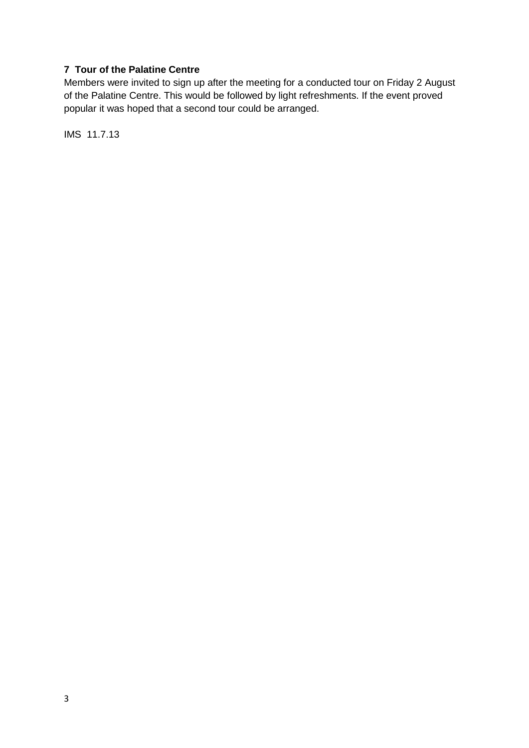### 7 Tour of the Palatine Centre

Members were invited to sign up after the meeting for a conducted tour on Friday 2 August of the Palatine Centre. This would be followed by light refreshments. If the event proved popular it was hoped that a second tour could be arranged.

IMS 11.7.13